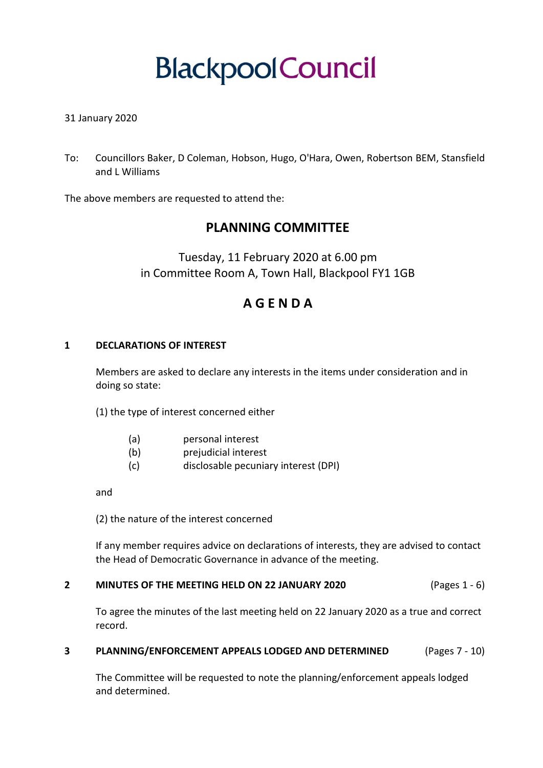# Blackpool Council

31 January 2020

To: Councillors Baker, D Coleman, Hobson, Hugo, O'Hara, Owen, Robertson BEM, Stansfield and L Williams

The above members are requested to attend the:

## PLANNING COMMITTEE

Tuesday, 11 February 2020 at 6.00 pm
in Committee Room A, Town Hall, Blackpool FY1 1GB

## A G E N D A

### 1 DECLARATIONS OF INTEREST

Members are asked to declare any interests in the items under consideration and in doing so state:

(1) the type of interest concerned either

- (a) personal interest
- (b) prejudicial interest
- (c) disclosable pecuniary interest (DPI)

and

(2) the nature of the interest concerned

If any member requires advice on declarations of interests, they are advised to contact the Head of Democratic Governance in advance of the meeting.

### 2 MINUTES OF THE MEETING HELD ON 22 JANUARY 2020 (Pages 1 - 6)

To agree the minutes of the last meeting held on 22 January 2020 as a true and correct record.

### 3 PLANNING/ENFORCEMENT APPEALS LODGED AND DETERMINED (Pages 7 - 10)

The Committee will be requested to note the planning/enforcement appeals lodged and determined.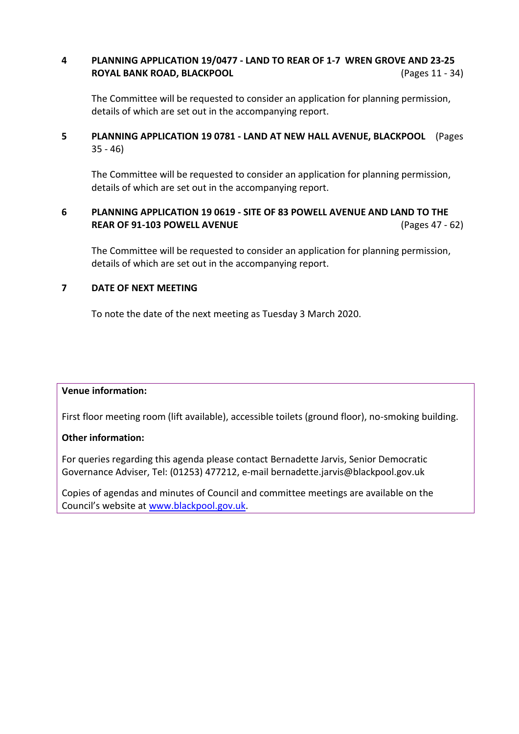**4 PLANNING APPLICATION 19/0477 - LAND TO REAR OF 1-7 WREN GROVE AND 23-25 ROYAL BANK ROAD, BLACKPOOL** (Pages 11 - 34)

The Committee will be requested to consider an application for planning permission, details of which are set out in the accompanying report.

**5 PLANNING APPLICATION 19 0781 - LAND AT NEW HALL AVENUE, BLACKPOOL** (Pages 35 - 46)

The Committee will be requested to consider an application for planning permission, details of which are set out in the accompanying report.

**6 PLANNING APPLICATION 19 0619 - SITE OF 83 POWELL AVENUE AND LAND TO THE REAR OF 91-103 POWELL AVENUE** (Pages 47 - 62)

The Committee will be requested to consider an application for planning permission, details of which are set out in the accompanying report.

**7 DATE OF NEXT MEETING**

To note the date of the next meeting as Tuesday 3 March 2020.

**Venue information:**

First floor meeting room (lift available), accessible toilets (ground floor), no-smoking building.

**Other information:**

For queries regarding this agenda please contact Bernadette Jarvis, Senior Democratic Governance Adviser, Tel: (01253) 477212, e-mail bernadette.jarvis@blackpool.gov.uk

Copies of agendas and minutes of Council and committee meetings are available on the Council's website at www.blackpool.gov.uk.